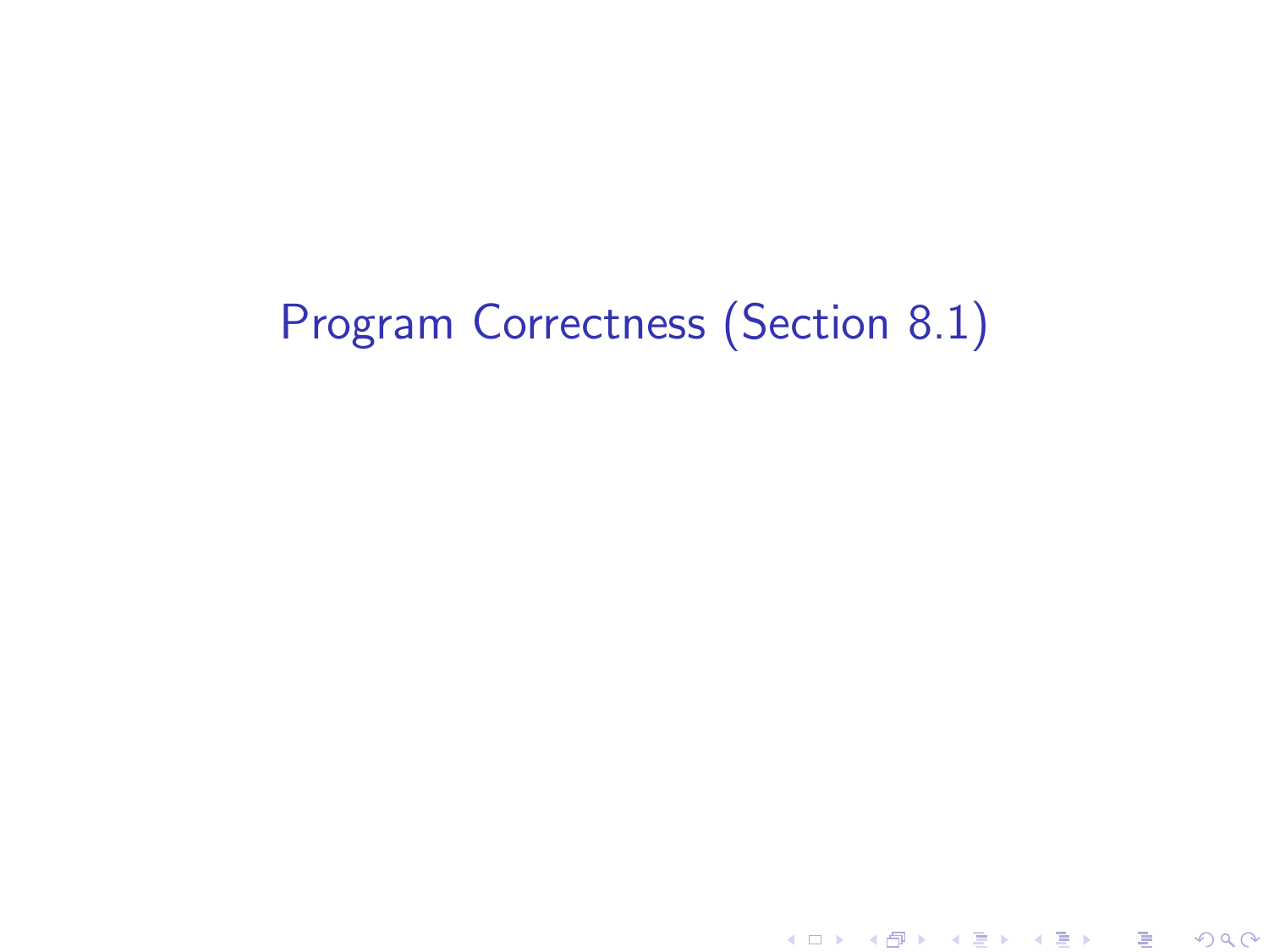# Program Correctness (Section 8.1)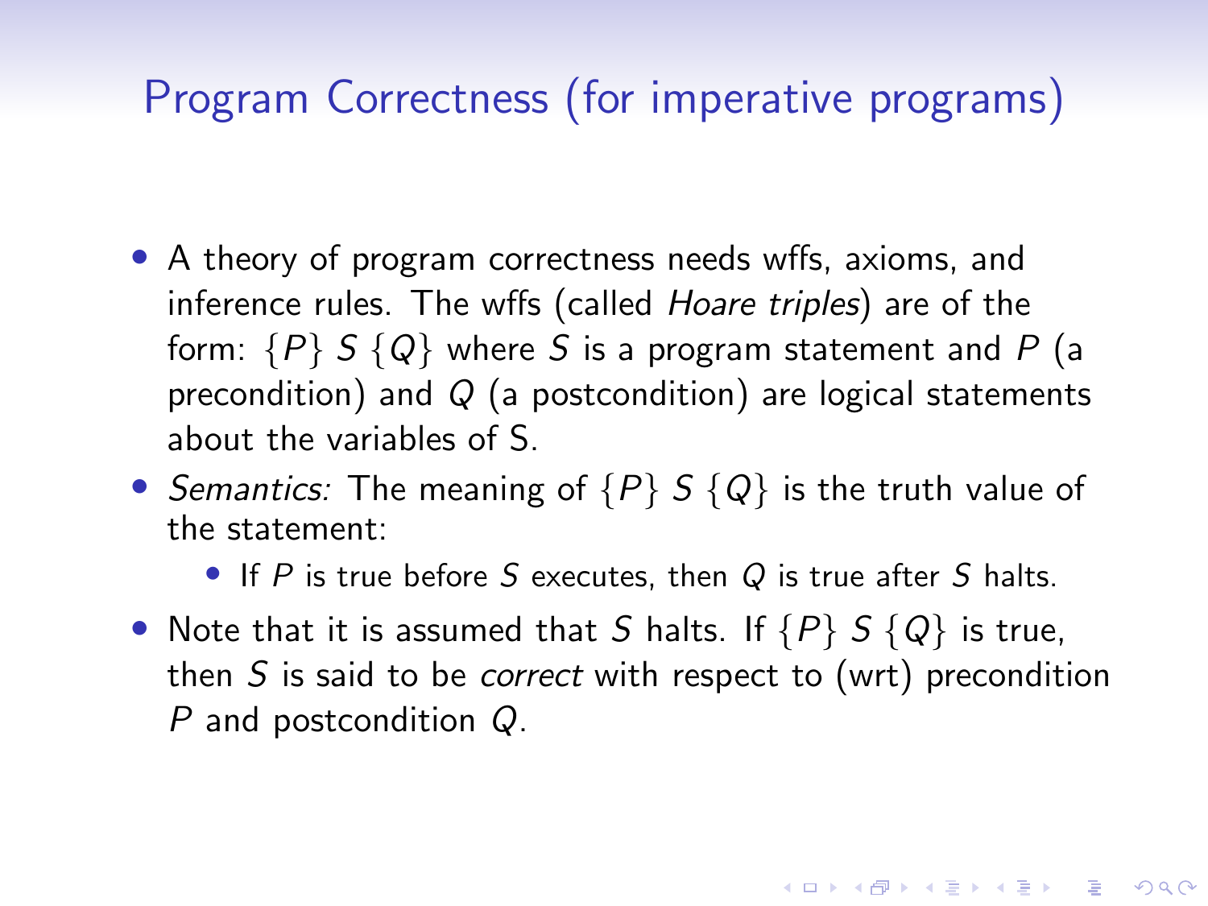## Program Correctness (for imperative programs)

- A theory of program correctness needs wffs, axioms, and inference rules. The wffs (called *Hoare triples*) are of the form: $\{P\}\ S\ \{Q\}$ where $S$ is a program statement and $P$ (a precondition) and $Q$ (a postcondition) are logical statements about the variables of S.
- *Semantics:* The meaning of $\{P\}\ S\ \{Q\}$ is the truth value of the statement:
  - If $P$ is true before $S$ executes, then $Q$ is true after $S$ halts.
- Note that it is assumed that $S$ halts. If $\{P\}\ S\ \{Q\}$ is true, then $S$ is said to be *correct* with respect to (wrt) precondition $P$ and postcondition $Q$.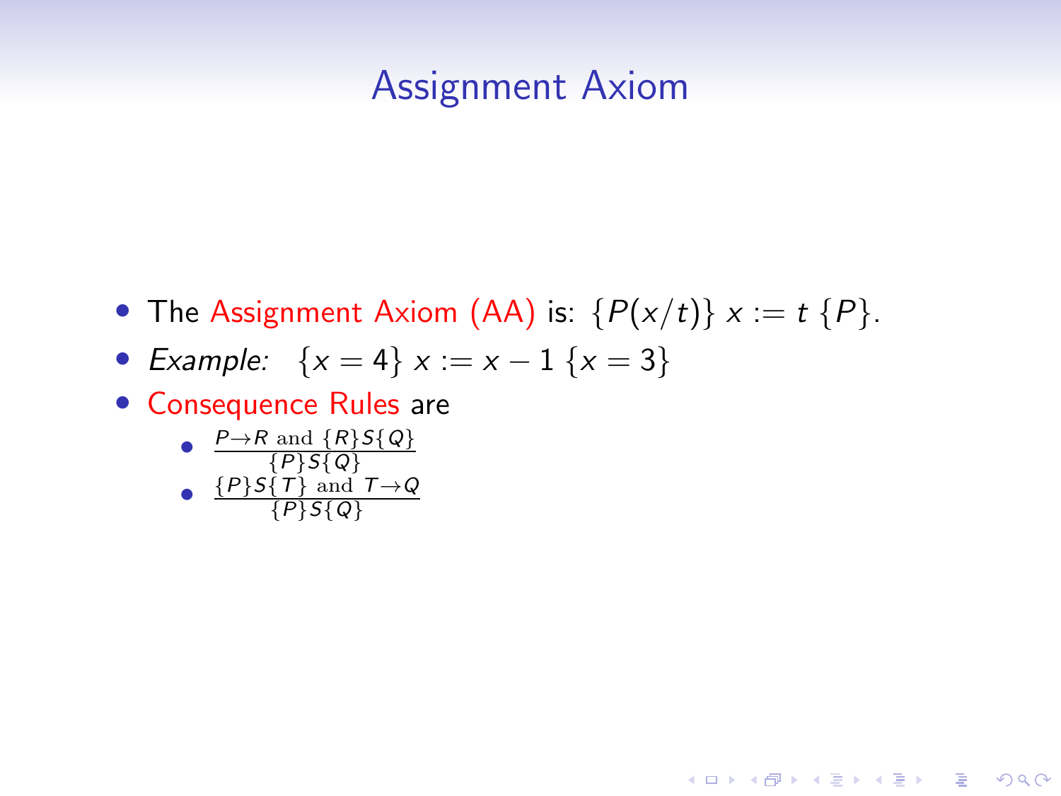# Assignment Axiom

- The Assignment Axiom (AA) is: $\{P(x/t)\}\ x := t\ \{P\}$.
- *Example:* $\{x = 4\}\ x := x - 1\ \{x = 3\}$
- Consequence Rules are
  - $\frac{P \rightarrow R \text{ and } \{R\}S\{Q\}}{\{P\}S\{Q\}}$
  - $\frac{\{P\}S\{T\} \text{ and } T \rightarrow Q}{\{P\}S\{Q\}}$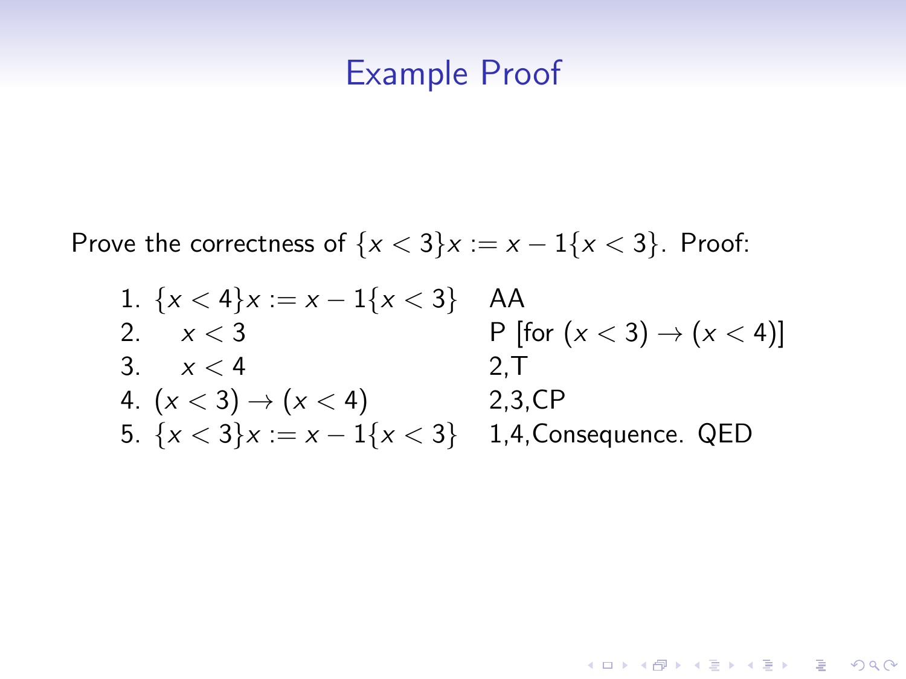# Example Proof

Prove the correctness of $\{x < 3\}x := x - 1\{x < 3\}$. Proof:

| | | |
|---|---|---|
| 1. | $\{x < 4\}x := x - 1\{x < 3\}$ | AA |
| 2. | $\quad x < 3$ | P [for $(x < 3) \to (x < 4)$] |
| 3. | $\quad x < 4$ | 2,T |
| 4. | $(x < 3) \to (x < 4)$ | 2,3,CP |
| 5. | $\{x < 3\}x := x - 1\{x < 3\}$ | 1,4,Consequence. QED |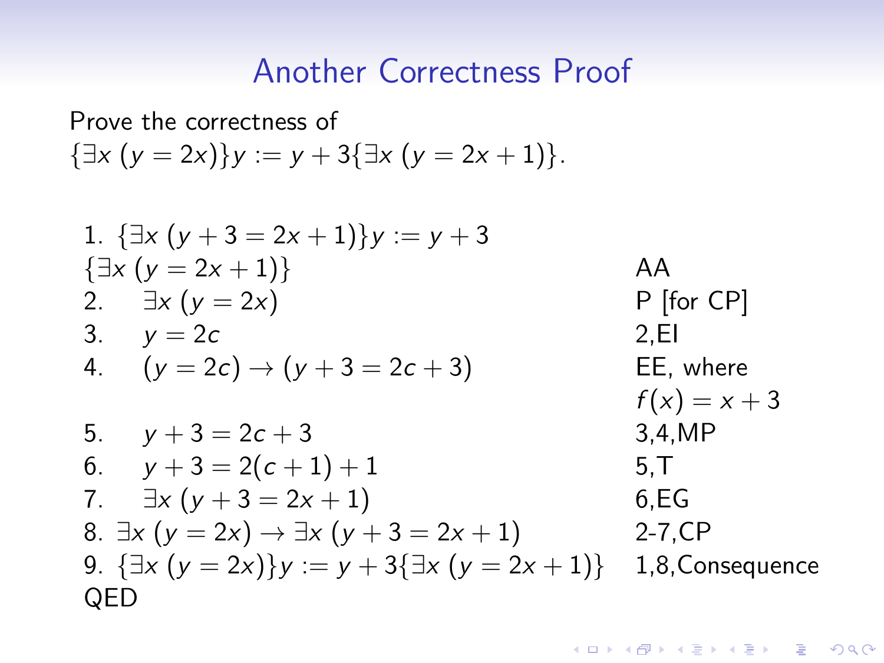# Another Correctness Proof

Prove the correctness of
$\{\exists x\,(y = 2x)\}y := y + 3\{\exists x\,(y = 2x + 1)\}$.

| Step | Statement | Justification |
|---|---|---|
| 1. | $\{\exists x\,(y + 3 = 2x + 1)\}y := y + 3$ $\{\exists x\,(y = 2x + 1)\}$ | AA |
| 2. | $\quad \exists x\,(y = 2x)$ | P [for CP] |
| 3. | $\quad y = 2c$ | 2,EI |
| 4. | $\quad (y = 2c) \to (y + 3 = 2c + 3)$ | EE, where $f(x) = x + 3$ |
| 5. | $\quad y + 3 = 2c + 3$ | 3,4,MP |
| 6. | $\quad y + 3 = 2(c + 1) + 1$ | 5,T |
| 7. | $\quad \exists x\,(y + 3 = 2x + 1)$ | 6,EG |
| 8. | $\exists x\,(y = 2x) \to \exists x\,(y + 3 = 2x + 1)$ | 2-7,CP |
| 9. | $\{\exists x\,(y = 2x)\}y := y + 3\{\exists x\,(y = 2x + 1)\}$ | 1,8,Consequence |

QED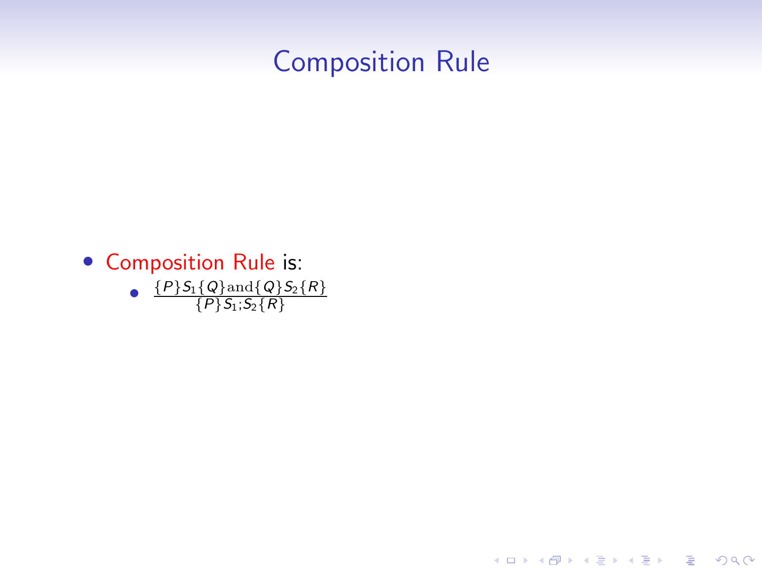# Composition Rule

- Composition Rule is:
  - $\frac{\{P\}S_1\{Q\}\text{and}\{Q\}S_2\{R\}}{\{P\}S_1;S_2\{R\}}$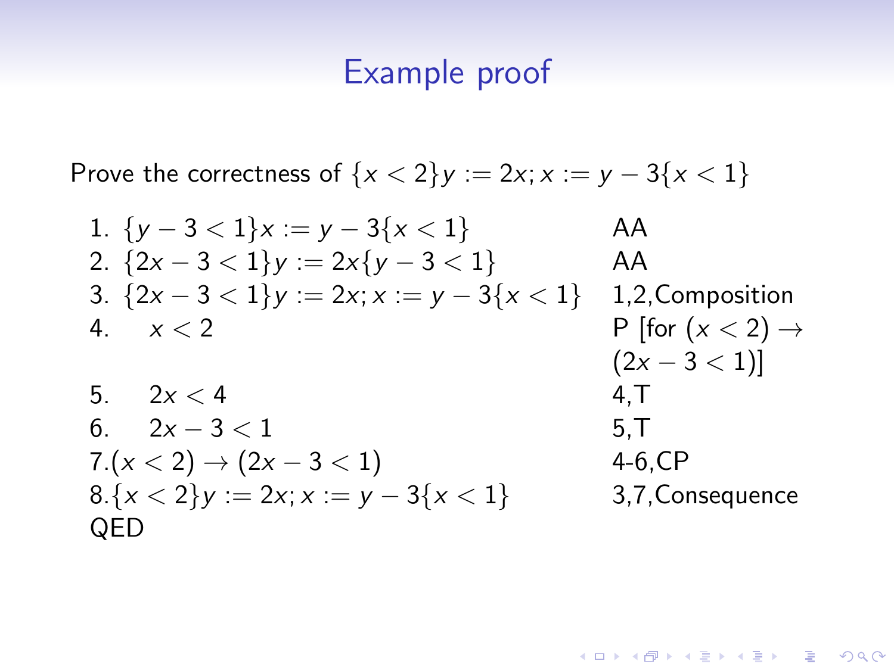## Example proof

Prove the correctness of $\{x < 2\} y := 2x; x := y - 3 \{x < 1\}$

| | | |
|---|---|---|
| 1. | $\{y - 3 < 1\} x := y - 3 \{x < 1\}$ | AA |
| 2. | $\{2x - 3 < 1\} y := 2x \{y - 3 < 1\}$ | AA |
| 3. | $\{2x - 3 < 1\} y := 2x; x := y - 3 \{x < 1\}$ | 1,2,Composition |
| 4. | $\quad x < 2$ | P [for $(x < 2) \rightarrow (2x - 3 < 1)$] |
| 5. | $\quad 2x < 4$ | 4,T |
| 6. | $\quad 2x - 3 < 1$ | 5,T |
| 7. | $(x < 2) \rightarrow (2x - 3 < 1)$ | 4-6,CP |
| 8. | $\{x < 2\} y := 2x; x := y - 3 \{x < 1\}$ | 3,7,Consequence |

QED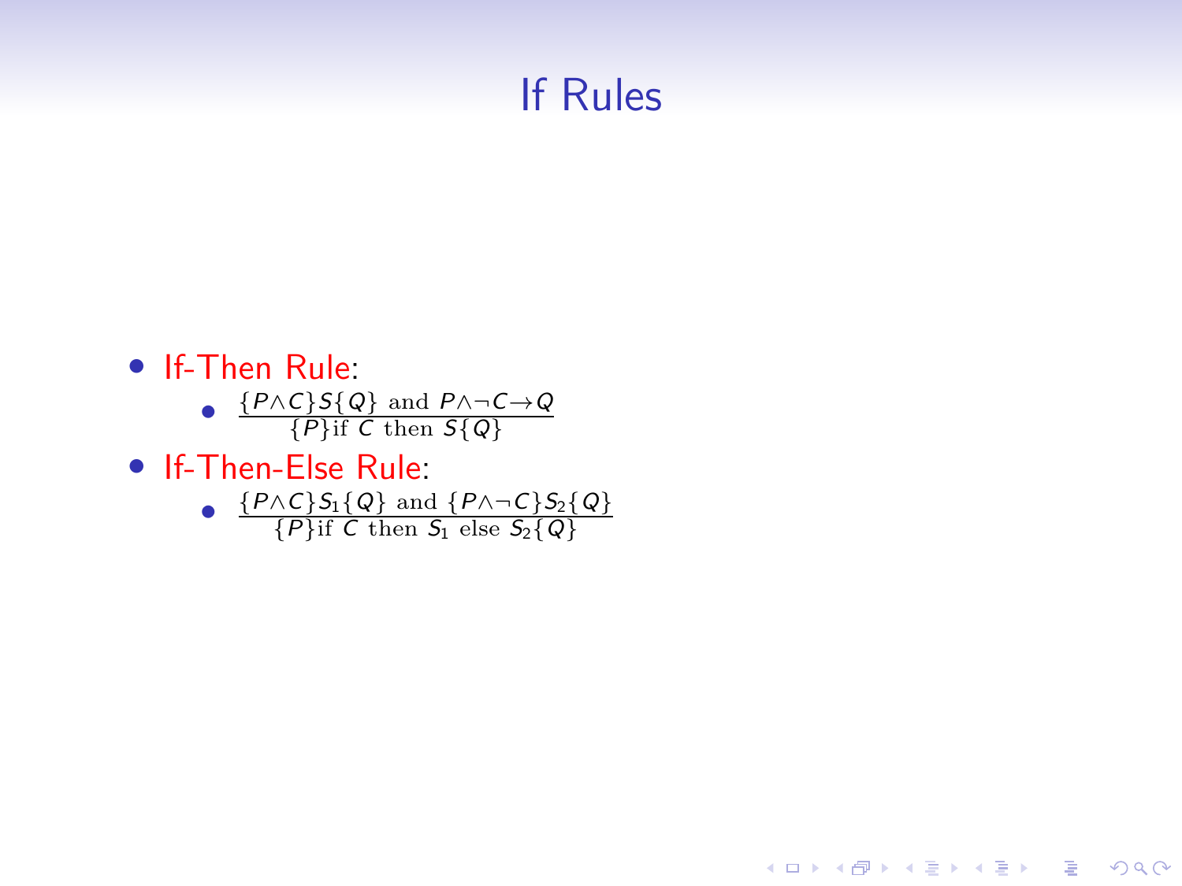# If Rules

- If-Then Rule:
  - $\dfrac{\{P \wedge C\} S \{Q\} \text{ and } P \wedge \neg C \rightarrow Q}{\{P\} \text{if } C \text{ then } S \{Q\}}$
- If-Then-Else Rule:
  - $\dfrac{\{P \wedge C\} S_1 \{Q\} \text{ and } \{P \wedge \neg C\} S_2 \{Q\}}{\{P\} \text{if } C \text{ then } S_1 \text{ else } S_2 \{Q\}}$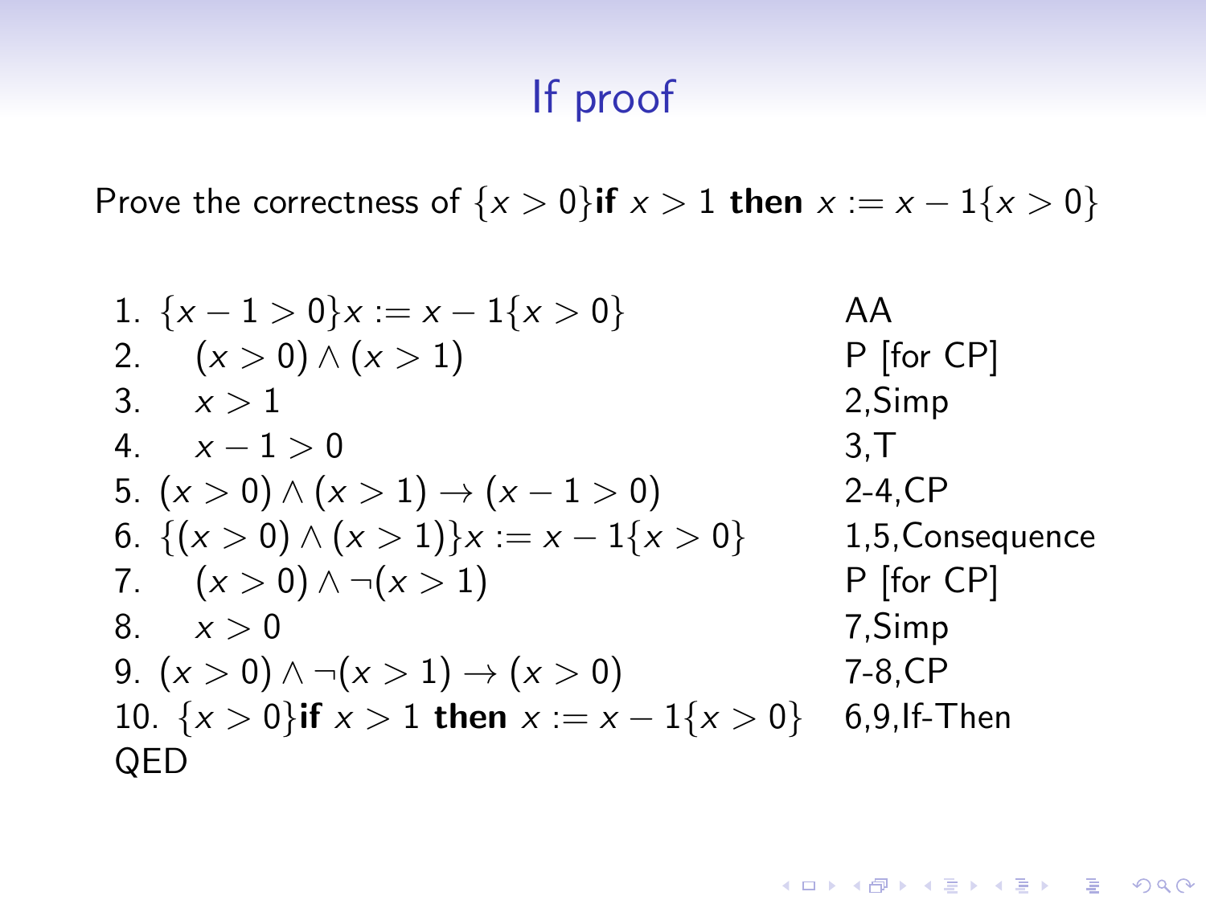# If proof

Prove the correctness of $\{x > 0\}$**if** $x > 1$ **then** $x := x - 1\{x > 0\}$

| | Statement | Justification |
|---|---|---|
| 1. | $\{x - 1 > 0\}x := x - 1\{x > 0\}$ | AA |
| 2. | $\quad(x > 0) \wedge (x > 1)$ | P [for CP] |
| 3. | $\quad x > 1$ | 2,Simp |
| 4. | $\quad x - 1 > 0$ | 3,T |
| 5. | $(x > 0) \wedge (x > 1) \rightarrow (x - 1 > 0)$ | 2-4,CP |
| 6. | $\{(x > 0) \wedge (x > 1)\}x := x - 1\{x > 0\}$ | 1,5,Consequence |
| 7. | $\quad(x > 0) \wedge \neg(x > 1)$ | P [for CP] |
| 8. | $\quad x > 0$ | 7,Simp |
| 9. | $(x > 0) \wedge \neg(x > 1) \rightarrow (x > 0)$ | 7-8,CP |
| 10. | $\{x > 0\}$**if** $x > 1$ **then** $x := x - 1\{x > 0\}$ | 6,9,If-Then |

QED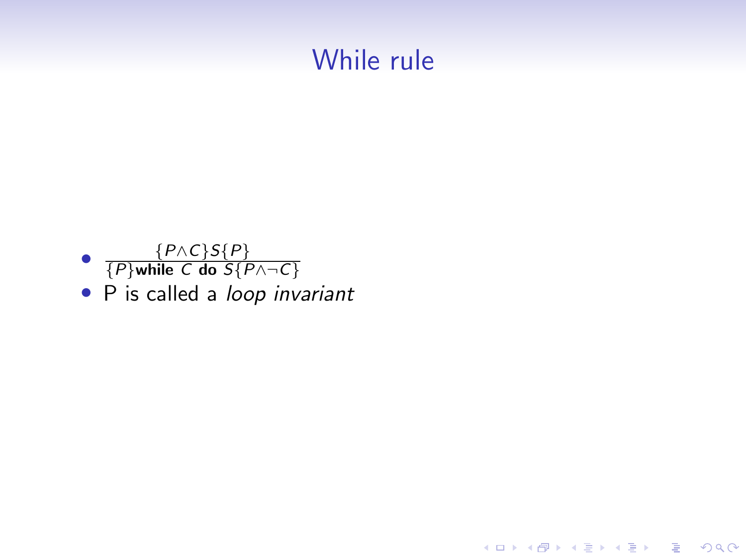# While rule

- $\frac{\{P \wedge C\} S \{P\}}{\{P\} \textbf{while } C \textbf{ do } S \{P \wedge \neg C\}}$
- P is called a *loop invariant*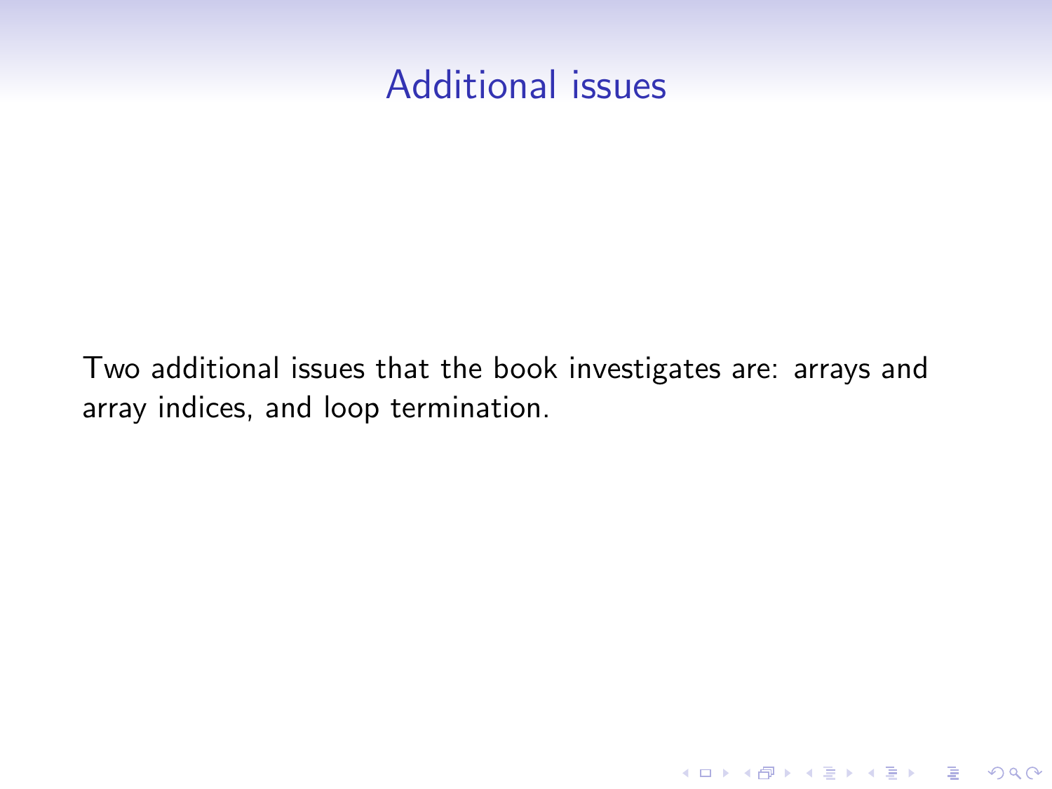# Additional issues

Two additional issues that the book investigates are: arrays and array indices, and loop termination.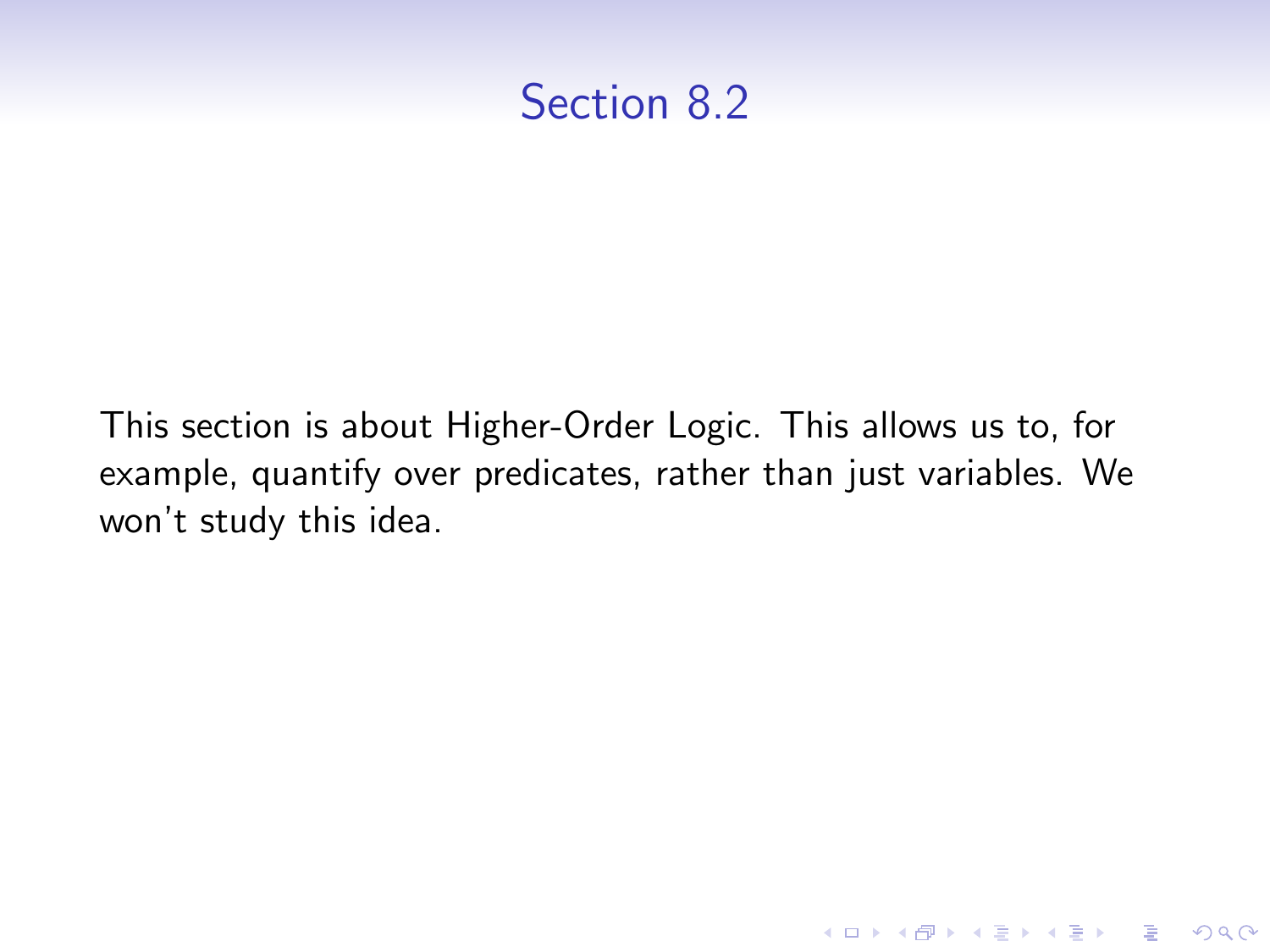# Section 8.2

This section is about Higher-Order Logic. This allows us to, for example, quantify over predicates, rather than just variables. We won't study this idea.